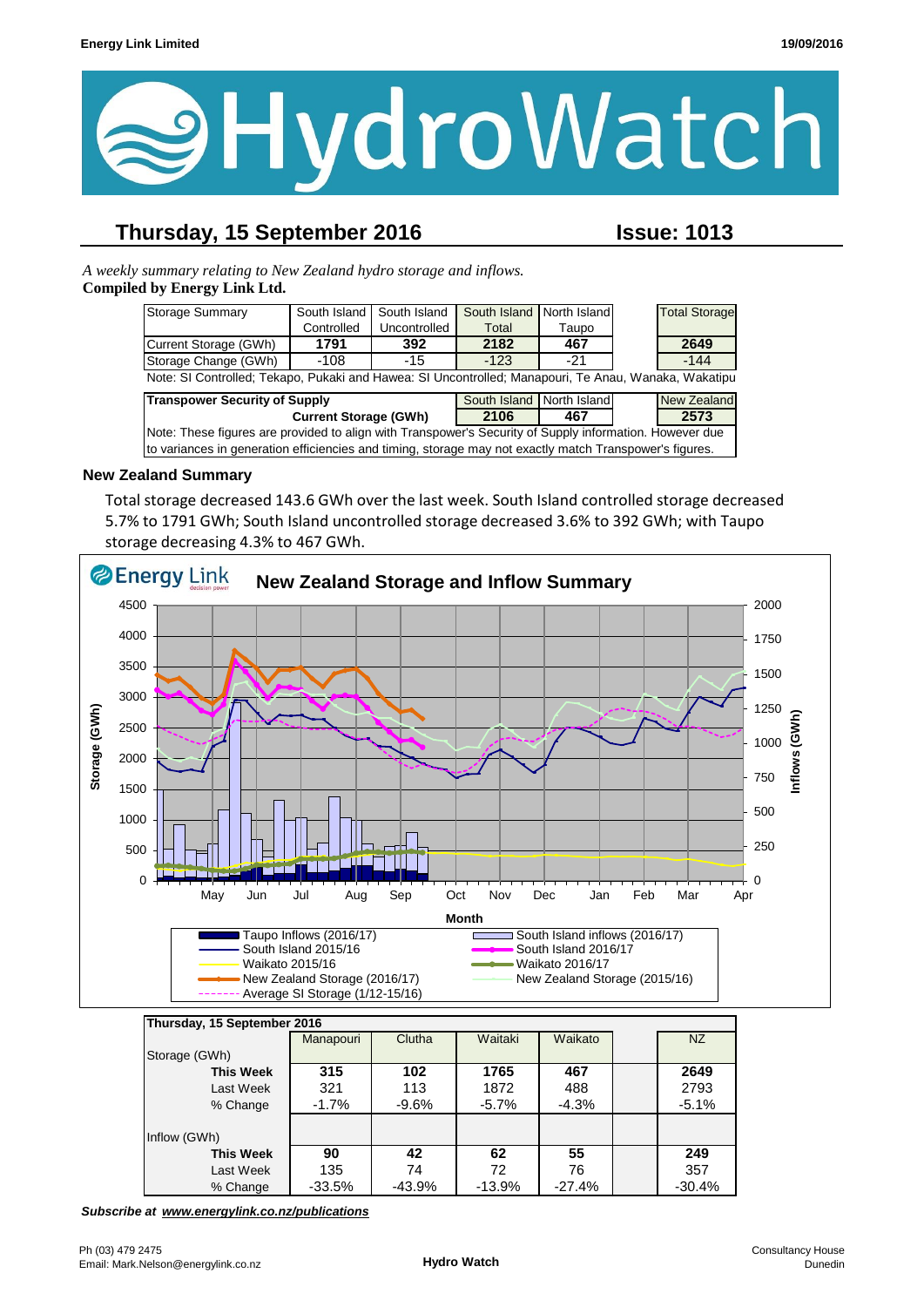# HydroWatch

## Thursday, 15 September 2016 — Issue: 1013

*A weekly summary relating to New Zealand hydro storage and inflows.*
**Compiled by Energy Link Ltd.**

| Storage Summary | South Island Controlled | South Island Uncontrolled | South Island Total | North Island Taupo | | Total Storage |
|---|---|---|---|---|---|---|
| Current Storage (GWh) | **1791** | **392** | **2182** | **467** | | **2649** |
| Storage Change (GWh) | -108 | -15 | -123 | -21 | | -144 |

Note: SI Controlled; Tekapo, Pukaki and Hawea: SI Uncontrolled; Manapouri, Te Anau, Wanaka, Wakatipu

| Transpower Security of Supply | South Island | North Island | | New Zealand |
|---|---|---|---|---|
| **Current Storage (GWh)** | **2106** | **467** | | **2573** |

Note: These figures are provided to align with Transpower's Security of Supply information. However due to variances in generation efficiencies and timing, storage may not exactly match Transpower's figures.

### New Zealand Summary

Total storage decreased 143.6 GWh over the last week. South Island controlled storage decreased 5.7% to 1791 GWh; South Island uncontrolled storage decreased 3.6% to 392 GWh; with Taupo storage decreasing 4.3% to 467 GWh.

**New Zealand Storage and Inflow Summary**

| Thursday, 15 September 2016 | Manapouri | Clutha | Waitaki | Waikato | | NZ |
|---|---|---|---|---|---|---|
| Storage (GWh) | | | | | | |
| **This Week** | **315** | **102** | **1765** | **467** | | **2649** |
| Last Week | 321 | 113 | 1872 | 488 | | 2793 |
| % Change | -1.7% | -9.6% | -5.7% | -4.3% | | -5.1% |
| Inflow (GWh) | | | | | | |
| **This Week** | **90** | **42** | **62** | **55** | | **249** |
| Last Week | 135 | 74 | 72 | 76 | | 357 |
| % Change | -33.5% | -43.9% | -13.9% | -27.4% | | -30.4% |

***Subscribe at www.energylink.co.nz/publications***

Ph (03) 479 2475
Email: Mark.Nelson@energylink.co.nz

Consultancy House
Dunedin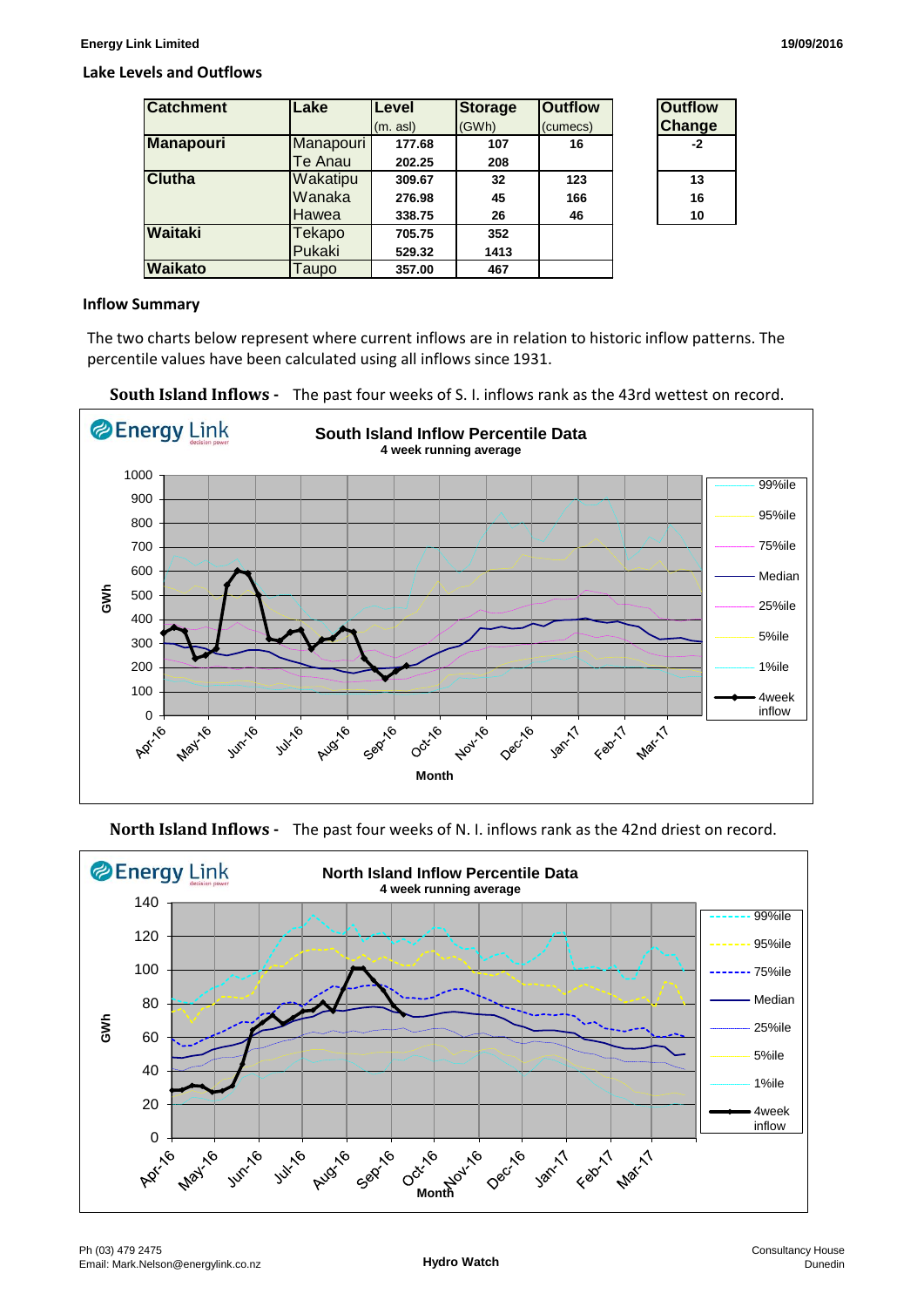## Lake Levels and Outflows

| Catchment | Lake | Level (m. asl) | Storage (GWh) | Outflow (cumecs) |
|---|---|---|---|---|
| Manapouri | Manapouri | 177.68 | 107 | 16 |
| | Te Anau | 202.25 | 208 | |
| Clutha | Wakatipu | 309.67 | 32 | 123 |
| | Wanaka | 276.98 | 45 | 166 |
| | Hawea | 338.75 | 26 | 46 |
| Waitaki | Tekapo | 705.75 | 352 | |
| | Pukaki | 529.32 | 1413 | |
| Waikato | Taupo | 357.00 | 467 | |

| Outflow Change |
|---|
| -2 |
| 13 |
| 16 |
| 10 |

## Inflow Summary

The two charts below represent where current inflows are in relation to historic inflow patterns. The percentile values have been calculated using all inflows since 1931.

**South Island Inflows -** The past four weeks of S. I. inflows rank as the 43rd wettest on record.

**North Island Inflows -** The past four weeks of N. I. inflows rank as the 42nd driest on record.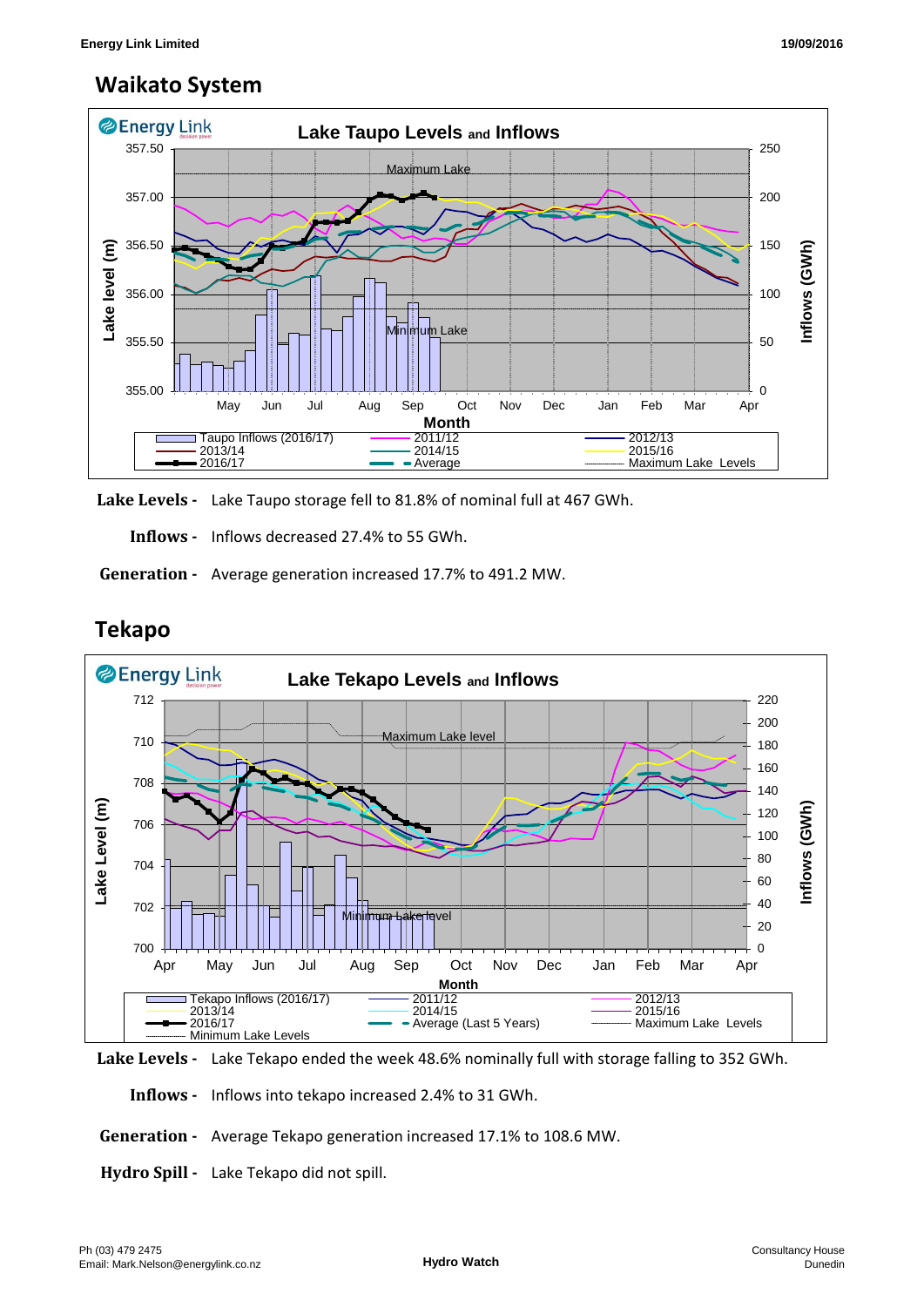## Waikato System

**Lake Levels -** Lake Taupo storage fell to 81.8% of nominal full at 467 GWh.

**Inflows -** Inflows decreased 27.4% to 55 GWh.

**Generation -** Average generation increased 17.7% to 491.2 MW.

## Tekapo

**Lake Levels -** Lake Tekapo ended the week 48.6% nominally full with storage falling to 352 GWh.

**Inflows -** Inflows into tekapo increased 2.4% to 31 GWh.

**Generation -** Average Tekapo generation increased 17.1% to 108.6 MW.

**Hydro Spill -** Lake Tekapo did not spill.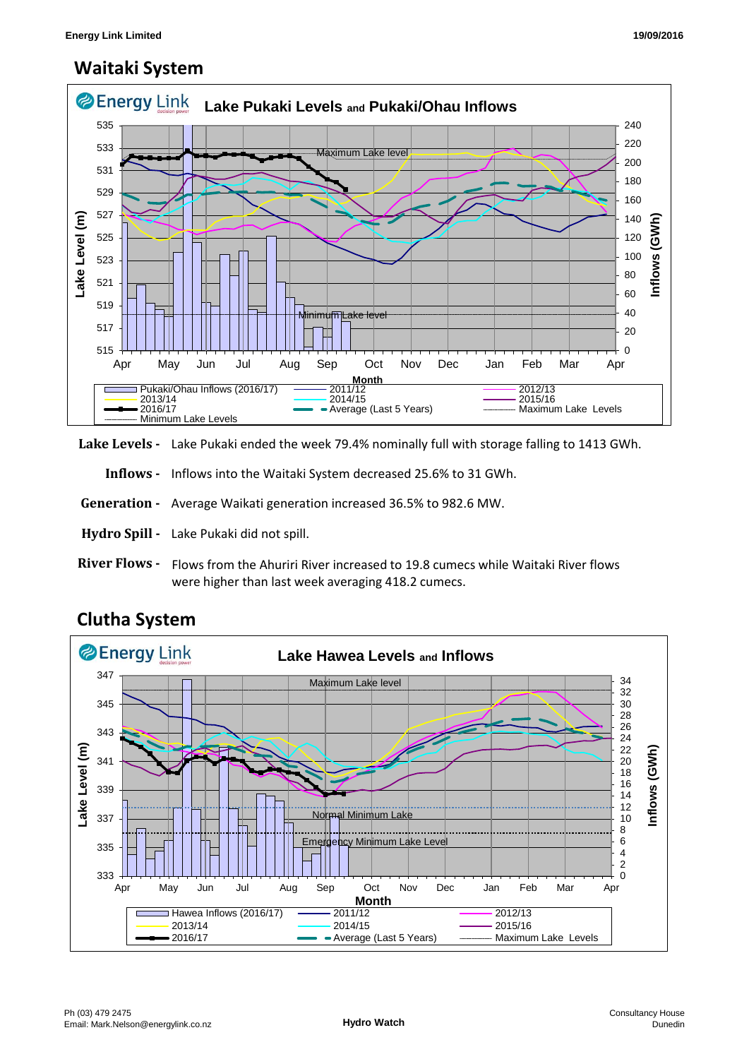## Waitaki System

**Lake Levels -** Lake Pukaki ended the week 79.4% nominally full with storage falling to 1413 GWh.

**Inflows -** Inflows into the Waitaki System decreased 25.6% to 31 GWh.

**Generation -** Average Waikati generation increased 36.5% to 982.6 MW.

**Hydro Spill -** Lake Pukaki did not spill.

**River Flows -** Flows from the Ahuriri River increased to 19.8 cumecs while Waitaki River flows were higher than last week averaging 418.2 cumecs.

## Clutha System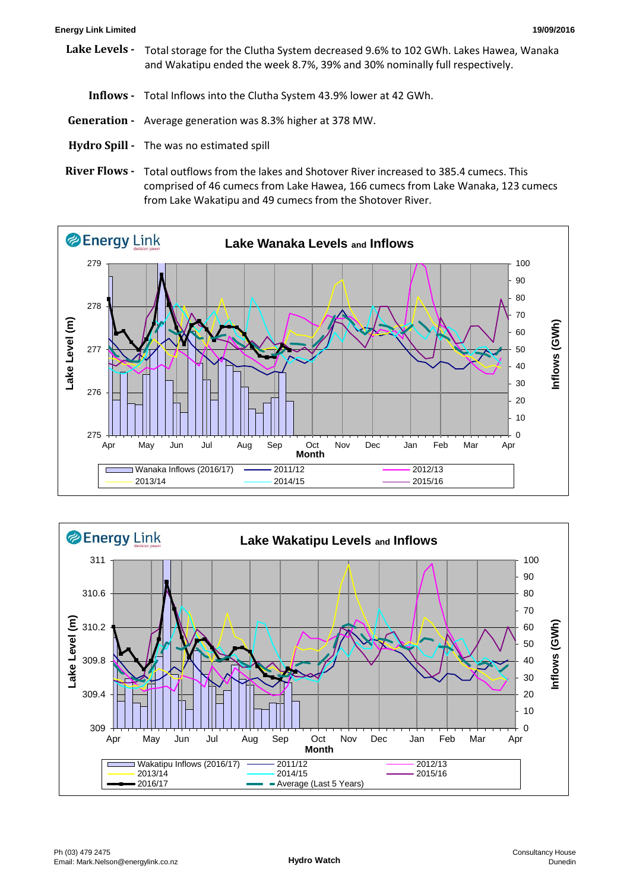**Lake Levels -** Total storage for the Clutha System decreased 9.6% to 102 GWh. Lakes Hawea, Wanaka and Wakatipu ended the week 8.7%, 39% and 30% nominally full respectively.

**Inflows -** Total Inflows into the Clutha System 43.9% lower at 42 GWh.

**Generation -** Average generation was 8.3% higher at 378 MW.

**Hydro Spill -** The was no estimated spill

**River Flows -** Total outflows from the lakes and Shotover River increased to 385.4 cumecs. This comprised of 46 cumecs from Lake Hawea, 166 cumecs from Lake Wanaka, 123 cumecs from Lake Wakatipu and 49 cumecs from the Shotover River.

**Lake Wanaka Levels and Inflows**

**Lake Wakatipu Levels and Inflows**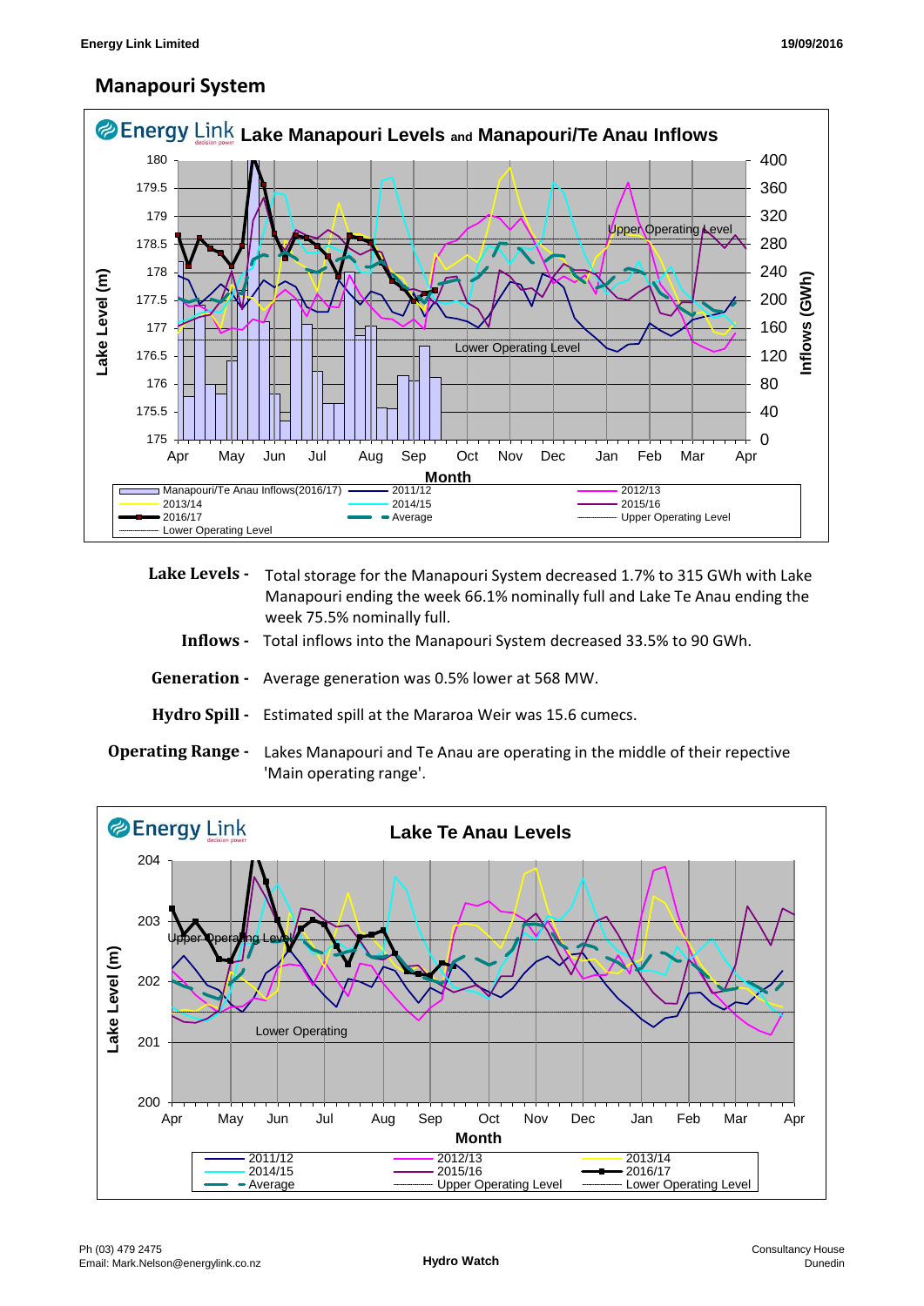## Manapouri System

Energy Link **Lake Manapouri Levels and Manapouri/Te Anau Inflows**

Lake Level (m)

180
179.5
179
178.5
178
177.5
177
176.5
176
175.5
175

Inflows (GWh)

400
360
320
280
240
200
160
120
80
40
0

Apr May Jun Jul Aug Sep Oct Nov Dec Jan Feb Mar Apr

Month

Upper Operating Level

Lower Operating Level

Manapouri/Te Anau Inflows(2016/17)
2011/12
2012/13
2013/14
2014/15
2015/16
2016/17
Average
Upper Operating Level
Lower Operating Level

**Lake Levels -** Total storage for the Manapouri System decreased 1.7% to 315 GWh with Lake Manapouri ending the week 66.1% nominally full and Lake Te Anau ending the week 75.5% nominally full.

**Inflows -** Total inflows into the Manapouri System decreased 33.5% to 90 GWh.

**Generation -** Average generation was 0.5% lower at 568 MW.

**Hydro Spill -** Estimated spill at the Mararoa Weir was 15.6 cumecs.

**Operating Range -** Lakes Manapouri and Te Anau are operating in the middle of their repective 'Main operating range'.

Energy Link **Lake Te Anau Levels**

Lake Level (m)

204
203
202
201
200

Apr May Jun Jul Aug Sep Oct Nov Dec Jan Feb Mar Apr

Month

Upper Operating Level

Lower Operating

2011/12
2012/13
2013/14
2014/15
2015/16
2016/17
Average
Upper Operating Level
Lower Operating Level